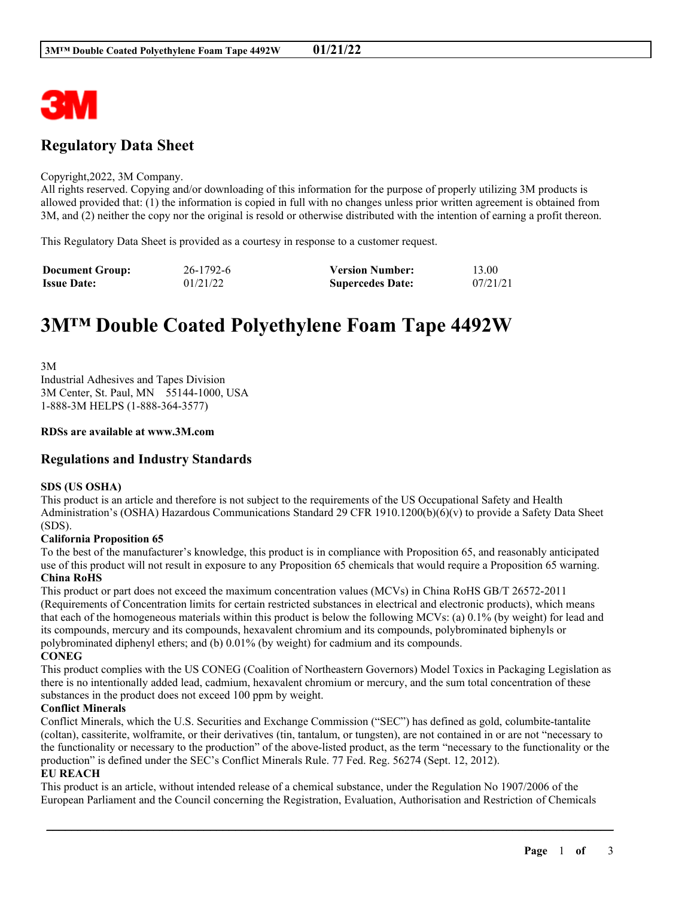# Regulatory Data Sheet

Copyright,2022, 3M Company.
All rights reserved. Copying and/or downloading of this information for the purpose of properly utilizing 3M products is allowed provided that: (1) the information is copied in full with no changes unless prior written agreement is obtained from 3M, and (2) neither the copy nor the original is resold or otherwise distributed with the intention of earning a profit thereon.

This Regulatory Data Sheet is provided as a courtesy in response to a customer request.

| **Document Group:** | 26-1792-6 | **Version Number:** | 13.00 |
|---|---|---|---|
| **Issue Date:** | 01/21/22 | **Supercedes Date:** | 07/21/21 |

# 3M™ Double Coated Polyethylene Foam Tape 4492W

3M
Industrial Adhesives and Tapes Division
3M Center, St. Paul, MN 55144-1000, USA
1-888-3M HELPS (1-888-364-3577)

**RDSs are available at www.3M.com**

## Regulations and Industry Standards

**SDS (US OSHA)**
This product is an article and therefore is not subject to the requirements of the US Occupational Safety and Health Administration's (OSHA) Hazardous Communications Standard 29 CFR 1910.1200(b)(6)(v) to provide a Safety Data Sheet (SDS).

**California Proposition 65**
To the best of the manufacturer's knowledge, this product is in compliance with Proposition 65, and reasonably anticipated use of this product will not result in exposure to any Proposition 65 chemicals that would require a Proposition 65 warning.

**China RoHS**
This product or part does not exceed the maximum concentration values (MCVs) in China RoHS GB/T 26572-2011 (Requirements of Concentration limits for certain restricted substances in electrical and electronic products), which means that each of the homogeneous materials within this product is below the following MCVs: (a) 0.1% (by weight) for lead and its compounds, mercury and its compounds, hexavalent chromium and its compounds, polybrominated biphenyls or polybrominated diphenyl ethers; and (b) 0.01% (by weight) for cadmium and its compounds.

**CONEG**
This product complies with the US CONEG (Coalition of Northeastern Governors) Model Toxics in Packaging Legislation as there is no intentionally added lead, cadmium, hexavalent chromium or mercury, and the sum total concentration of these substances in the product does not exceed 100 ppm by weight.

**Conflict Minerals**
Conflict Minerals, which the U.S. Securities and Exchange Commission ("SEC") has defined as gold, columbite-tantalite (coltan), cassiterite, wolframite, or their derivatives (tin, tantalum, or tungsten), are not contained in or are not "necessary to the functionality or necessary to the production" of the above-listed product, as the term "necessary to the functionality or the production" is defined under the SEC's Conflict Minerals Rule. 77 Fed. Reg. 56274 (Sept. 12, 2012).

**EU REACH**
This product is an article, without intended release of a chemical substance, under the Regulation No 1907/2006 of the European Parliament and the Council concerning the Registration, Evaluation, Authorisation and Restriction of Chemicals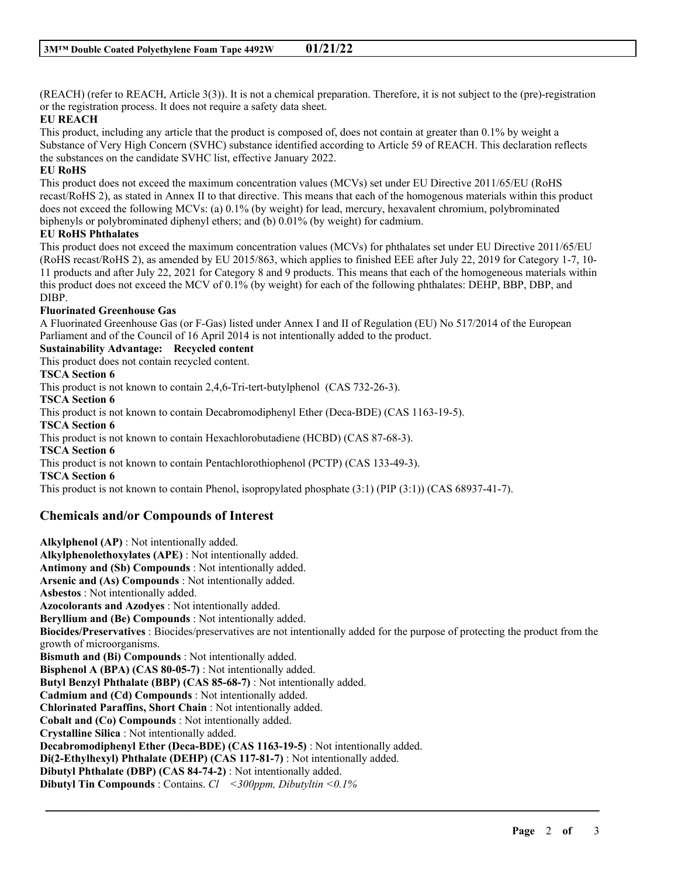(REACH) (refer to REACH, Article 3(3)). It is not a chemical preparation. Therefore, it is not subject to the (pre)-registration or the registration process. It does not require a safety data sheet.

**EU REACH**

This product, including any article that the product is composed of, does not contain at greater than 0.1% by weight a Substance of Very High Concern (SVHC) substance identified according to Article 59 of REACH. This declaration reflects the substances on the candidate SVHC list, effective January 2022.

**EU RoHS**

This product does not exceed the maximum concentration values (MCVs) set under EU Directive 2011/65/EU (RoHS recast/RoHS 2), as stated in Annex II to that directive. This means that each of the homogenous materials within this product does not exceed the following MCVs: (a) 0.1% (by weight) for lead, mercury, hexavalent chromium, polybrominated biphenyls or polybrominated diphenyl ethers; and (b) 0.01% (by weight) for cadmium.

**EU RoHS Phthalates**

This product does not exceed the maximum concentration values (MCVs) for phthalates set under EU Directive 2011/65/EU (RoHS recast/RoHS 2), as amended by EU 2015/863, which applies to finished EEE after July 22, 2019 for Category 1-7, 10-11 products and after July 22, 2021 for Category 8 and 9 products. This means that each of the homogeneous materials within this product does not exceed the MCV of 0.1% (by weight) for each of the following phthalates: DEHP, BBP, DBP, and DIBP.

**Fluorinated Greenhouse Gas**

A Fluorinated Greenhouse Gas (or F-Gas) listed under Annex I and II of Regulation (EU) No 517/2014 of the European Parliament and of the Council of 16 April 2014 is not intentionally added to the product.

**Sustainability Advantage: Recycled content**

This product does not contain recycled content.

**TSCA Section 6**

This product is not known to contain 2,4,6-Tri-tert-butylphenol (CAS 732-26-3).

**TSCA Section 6**

This product is not known to contain Decabromodiphenyl Ether (Deca-BDE) (CAS 1163-19-5).

**TSCA Section 6**

This product is not known to contain Hexachlorobutadiene (HCBD) (CAS 87-68-3).

**TSCA Section 6**

This product is not known to contain Pentachlorothiophenol (PCTP) (CAS 133-49-3).

**TSCA Section 6**

This product is not known to contain Phenol, isopropylated phosphate (3:1) (PIP (3:1)) (CAS 68937-41-7).

## Chemicals and/or Compounds of Interest

**Alkylphenol (AP)** : Not intentionally added.
**Alkylphenolethoxylates (APE)** : Not intentionally added.
**Antimony and (Sb) Compounds** : Not intentionally added.
**Arsenic and (As) Compounds** : Not intentionally added.
**Asbestos** : Not intentionally added.
**Azocolorants and Azodyes** : Not intentionally added.
**Beryllium and (Be) Compounds** : Not intentionally added.
**Biocides/Preservatives** : Biocides/preservatives are not intentionally added for the purpose of protecting the product from the growth of microorganisms.
**Bismuth and (Bi) Compounds** : Not intentionally added.
**Bisphenol A (BPA) (CAS 80-05-7)** : Not intentionally added.
**Butyl Benzyl Phthalate (BBP) (CAS 85-68-7)** : Not intentionally added.
**Cadmium and (Cd) Compounds** : Not intentionally added.
**Chlorinated Paraffins, Short Chain** : Not intentionally added.
**Cobalt and (Co) Compounds** : Not intentionally added.
**Crystalline Silica** : Not intentionally added.
**Decabromodiphenyl Ether (Deca-BDE) (CAS 1163-19-5)** : Not intentionally added.
**Di(2-Ethylhexyl) Phthalate (DEHP) (CAS 117-81-7)** : Not intentionally added.
**Dibutyl Phthalate (DBP) (CAS 84-74-2)** : Not intentionally added.
**Dibutyl Tin Compounds** : Contains. *Cl <300ppm, Dibutyltin <0.1%*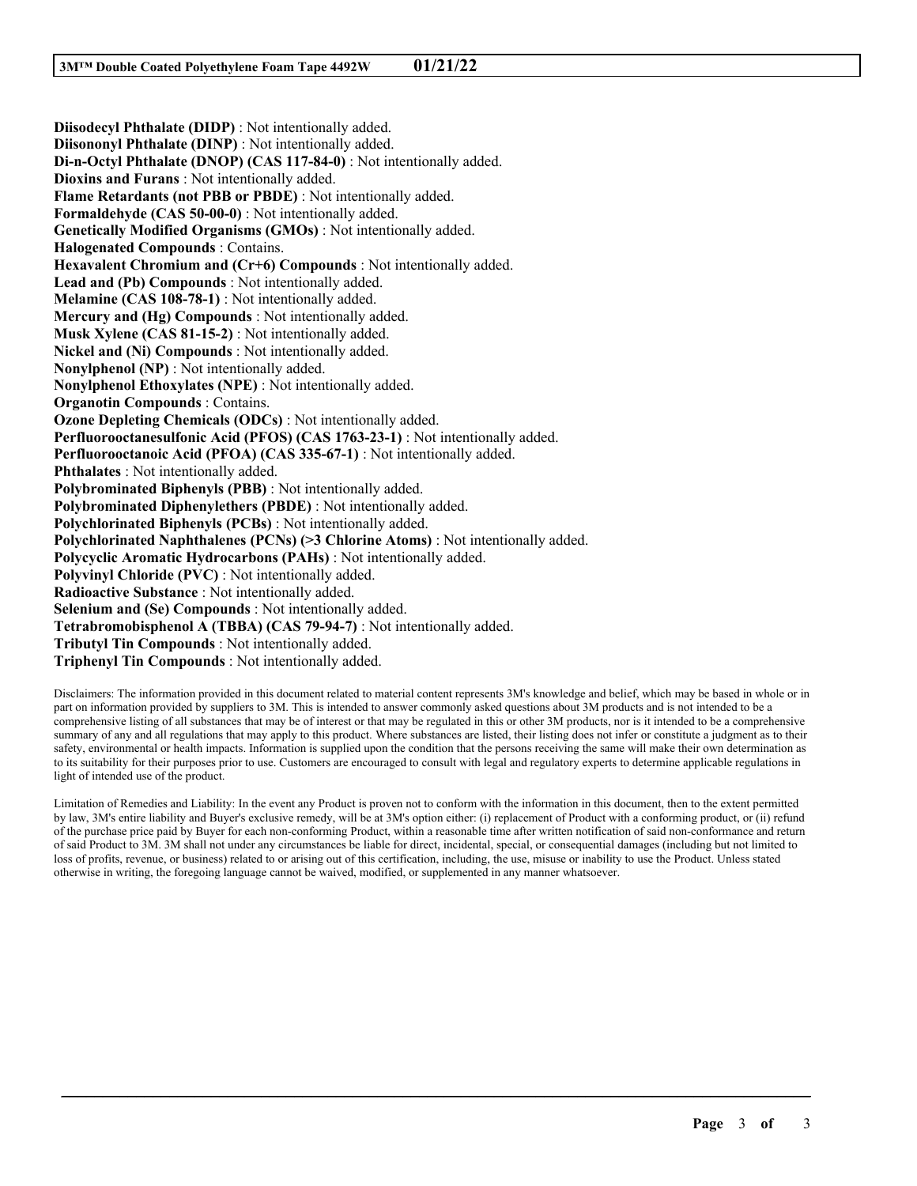**Diisodecyl Phthalate (DIDP)** : Not intentionally added.
**Diisononyl Phthalate (DINP)** : Not intentionally added.
**Di-n-Octyl Phthalate (DNOP) (CAS 117-84-0)** : Not intentionally added.
**Dioxins and Furans** : Not intentionally added.
**Flame Retardants (not PBB or PBDE)** : Not intentionally added.
**Formaldehyde (CAS 50-00-0)** : Not intentionally added.
**Genetically Modified Organisms (GMOs)** : Not intentionally added.
**Halogenated Compounds** : Contains.
**Hexavalent Chromium and (Cr+6) Compounds** : Not intentionally added.
**Lead and (Pb) Compounds** : Not intentionally added.
**Melamine (CAS 108-78-1)** : Not intentionally added.
**Mercury and (Hg) Compounds** : Not intentionally added.
**Musk Xylene (CAS 81-15-2)** : Not intentionally added.
**Nickel and (Ni) Compounds** : Not intentionally added.
**Nonylphenol (NP)** : Not intentionally added.
**Nonylphenol Ethoxylates (NPE)** : Not intentionally added.
**Organotin Compounds** : Contains.
**Ozone Depleting Chemicals (ODCs)** : Not intentionally added.
**Perfluorooctanesulfonic Acid (PFOS) (CAS 1763-23-1)** : Not intentionally added.
**Perfluorooctanoic Acid (PFOA) (CAS 335-67-1)** : Not intentionally added.
**Phthalates** : Not intentionally added.
**Polybrominated Biphenyls (PBB)** : Not intentionally added.
**Polybrominated Diphenylethers (PBDE)** : Not intentionally added.
**Polychlorinated Biphenyls (PCBs)** : Not intentionally added.
**Polychlorinated Naphthalenes (PCNs) (>3 Chlorine Atoms)** : Not intentionally added.
**Polycyclic Aromatic Hydrocarbons (PAHs)** : Not intentionally added.
**Polyvinyl Chloride (PVC)** : Not intentionally added.
**Radioactive Substance** : Not intentionally added.
**Selenium and (Se) Compounds** : Not intentionally added.
**Tetrabromobisphenol A (TBBA) (CAS 79-94-7)** : Not intentionally added.
**Tributyl Tin Compounds** : Not intentionally added.
**Triphenyl Tin Compounds** : Not intentionally added.

Disclaimers: The information provided in this document related to material content represents 3M's knowledge and belief, which may be based in whole or in part on information provided by suppliers to 3M. This is intended to answer commonly asked questions about 3M products and is not intended to be a comprehensive listing of all substances that may be of interest or that may be regulated in this or other 3M products, nor is it intended to be a comprehensive summary of any and all regulations that may apply to this product. Where substances are listed, their listing does not infer or constitute a judgment as to their safety, environmental or health impacts. Information is supplied upon the condition that the persons receiving the same will make their own determination as to its suitability for their purposes prior to use. Customers are encouraged to consult with legal and regulatory experts to determine applicable regulations in light of intended use of the product.

Limitation of Remedies and Liability: In the event any Product is proven not to conform with the information in this document, then to the extent permitted by law, 3M's entire liability and Buyer's exclusive remedy, will be at 3M's option either: (i) replacement of Product with a conforming product, or (ii) refund of the purchase price paid by Buyer for each non-conforming Product, within a reasonable time after written notification of said non-conformance and return of said Product to 3M. 3M shall not under any circumstances be liable for direct, incidental, special, or consequential damages (including but not limited to loss of profits, revenue, or business) related to or arising out of this certification, including, the use, misuse or inability to use the Product. Unless stated otherwise in writing, the foregoing language cannot be waived, modified, or supplemented in any manner whatsoever.